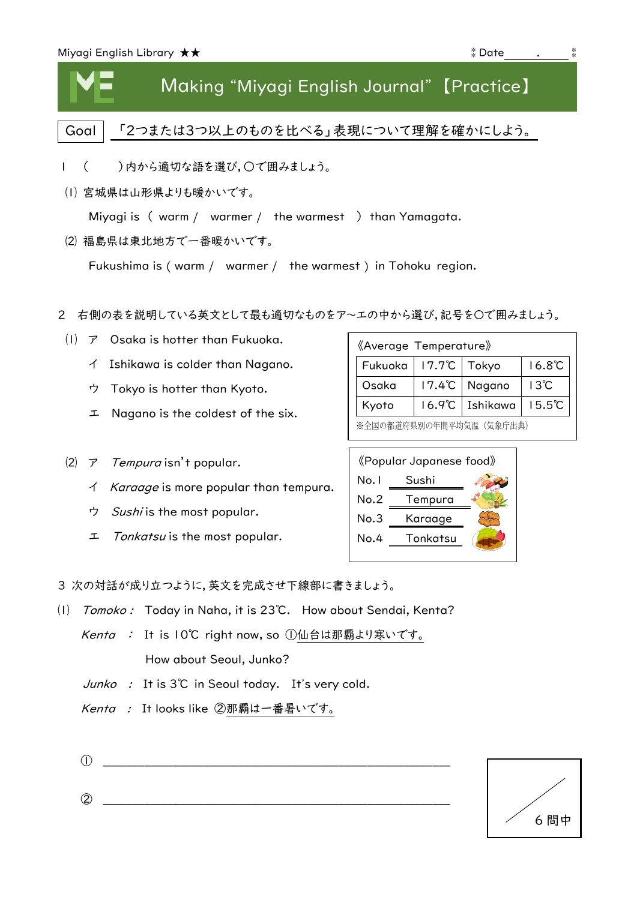Miyagi English Library ★★　　　　　　　　　　　　　　　　　　　　Date ＿＿．＿＿

# Making “Miyagi English Journal”【Practice】

Goal　「2つまたは3つ以上のものを比べる」表現について理解を確かにしよう。

1　（　　）内から適切な語を選び，〇で囲みましょう。

(1) 宮城県は山形県よりも暖かいです。

Miyagi is （ warm / warmer / the warmest ） than Yamagata.

(2) 福島県は東北地方で一番暖かいです。

Fukushima is ( warm / warmer / the warmest ) in Tohoku region.

2　右側の表を説明している英文として最も適切なものをア～エの中から選び，記号を〇で囲みましょう。

(1)
ア　Osaka is hotter than Fukuoka.
イ　Ishikawa is colder than Nagano.
ウ　Tokyo is hotter than Kyoto.
エ　Nagano is the coldest of the six.

《Average Temperature》

| | | | |
|---|---|---|---|
| Fukuoka | 17.7℃ | Tokyo | 16.8℃ |
| Osaka | 17.4℃ | Nagano | 13℃ |
| Kyoto | 16.9℃ | Ishikawa | 15.5℃ |

※全国の都道府県別の年間平均気温（気象庁出典）

(2)
ア　*Tempura* isn't popular.
イ　*Karaage* is more popular than tempura.
ウ　*Sushi* is the most popular.
エ　*Tonkatsu* is the most popular.

《Popular Japanese food》

No.1　Sushi
No.2　Tempura
No.3　Karaage
No.4　Tonkatsu

3　次の対話が成り立つように，英文を完成させ下線部に書きましょう。

(1) *Tomoko*：Today in Naha, it is 23℃.　How about Sendai, Kenta?

*Kenta*　：It is 10℃ right now, so ①仙台は那覇より寒いです。

How about Seoul, Junko?

*Junko*　：It is 3℃ in Seoul today.　It's very cold.

*Kenta*　：It looks like ②那覇は一番暑いです。

① ＿＿＿＿＿＿＿＿＿＿＿＿＿＿＿＿＿＿＿＿＿＿＿＿＿＿＿＿＿＿

② ＿＿＿＿＿＿＿＿＿＿＿＿＿＿＿＿＿＿＿＿＿＿＿＿＿＿＿＿＿＿

／6 問中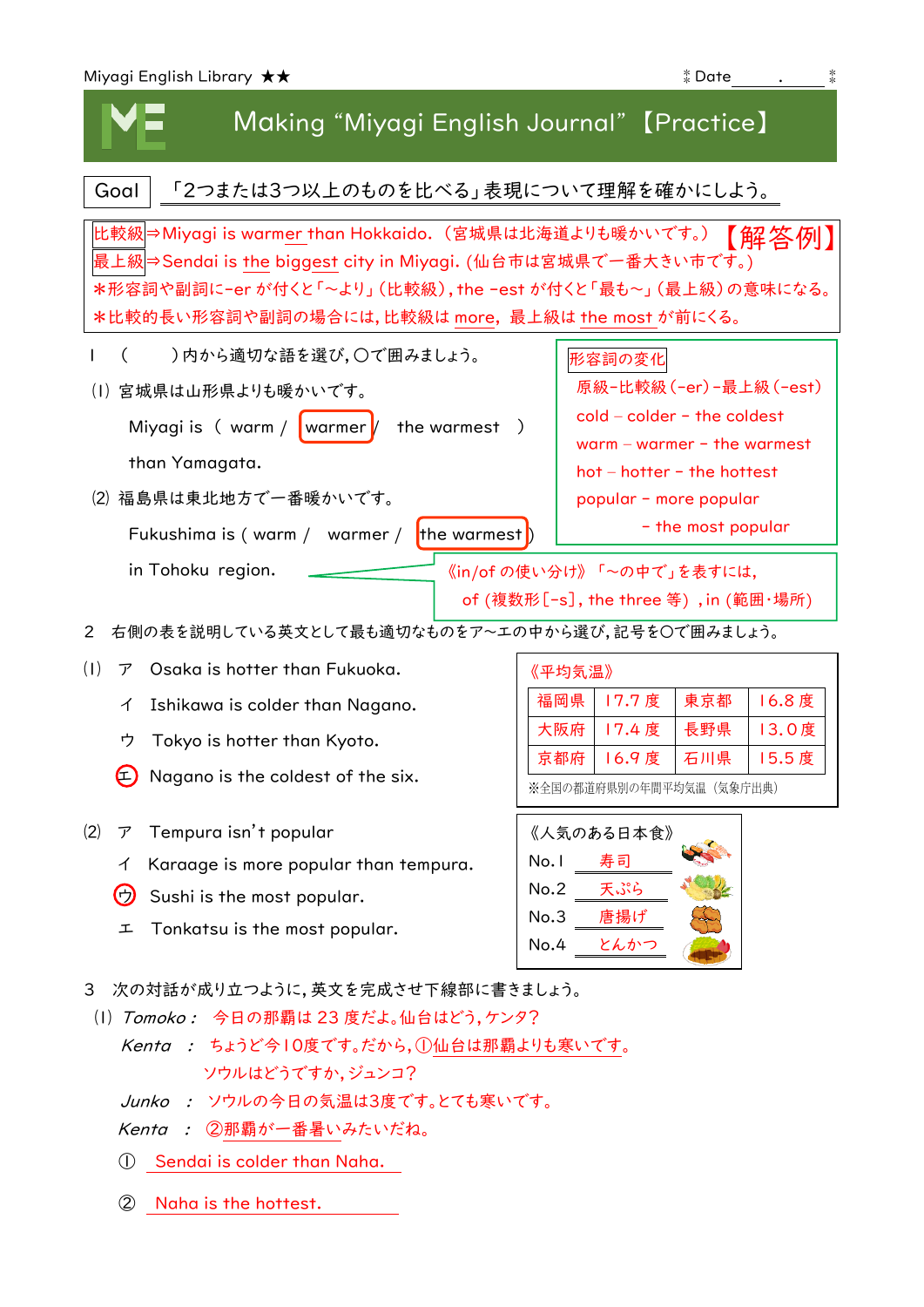Miyagi English Library ★★

Date ＿＿．＿＿

# Making "Miyagi English Journal" 【Practice】

**Goal** 「2つまたは3つ以上のものを比べる」表現について理解を確かにしよう。

【解答例】

比較級⇒Miyagi is warmer than Hokkaido.（宮城県は北海道よりも暖かいです。）
最上級⇒Sendai is the biggest city in Miyagi. (仙台市は宮城県で一番大きい市です。)
＊形容詞や副詞に-er が付くと「～より」（比較級）, the -est が付くと「最も～」（最上級）の意味になる。
＊比較的長い形容詞や副詞の場合には，比較級は more, 最上級は the most が前にくる。

１　（　　）内から適切な語を選び，〇で囲みましょう。

(1) 宮城県は山形県よりも暖かいです。

Miyagi is （ warm / **(warmer)** / the warmest ） than Yamagata.

(2) 福島県は東北地方で一番暖かいです。

Fukushima is ( warm / warmer / **(the warmest)** ) in Tohoku region.

**形容詞の変化**
原級-比較級（-er）-最上級（-est）
cold – colder – the coldest
warm – warmer – the warmest
hot – hotter – the hottest
popular – more popular – the most popular

《in/of の使い分け》「～の中で」を表すには，of（複数形[-s]，the three 等），in（範囲・場所）

２　右側の表を説明している英文として最も適切なものをア～エの中から選び，記号を〇で囲みましょう。

(1)
ア　Osaka is hotter than Fukuoka.
イ　Ishikawa is colder than Nagano.
ウ　Tokyo is hotter than Kyoto.
**(エ)**　Nagano is the coldest of the six.

《平均気温》

| | | | |
|---|---|---|---|
| 福岡県 | 17.7 度 | 東京都 | 16.8 度 |
| 大阪府 | 17.4 度 | 長野県 | 13.0 度 |
| 京都府 | 16.9 度 | 石川県 | 15.5 度 |

※全国の都道府県別の年間平均気温（気象庁出典）

(2)
ア　Tempura isn't popular
イ　Karaage is more popular than tempura.
**(ウ)**　Sushi is the most popular.
エ　Tonkatsu is the most popular.

《人気のある日本食》
No.1　寿司
No.2　天ぷら
No.3　唐揚げ
No.4　とんかつ

３　次の対話が成り立つように，英文を完成させ下線部に書きましょう。

(1) *Tomoko*：　今日の那覇は 23 度だよ。仙台はどう，ケンタ？
*Kenta*　：　ちょうど今10度です。だから，①仙台は那覇よりも寒いです。
　　　　　　ソウルはどうですか，ジュンコ？
*Junko*　：　ソウルの今日の気温は3度です。とても寒いです。
*Kenta*　：　②那覇が一番暑いみたいだね。

①　Sendai is colder than Naha.

②　Naha is the hottest.